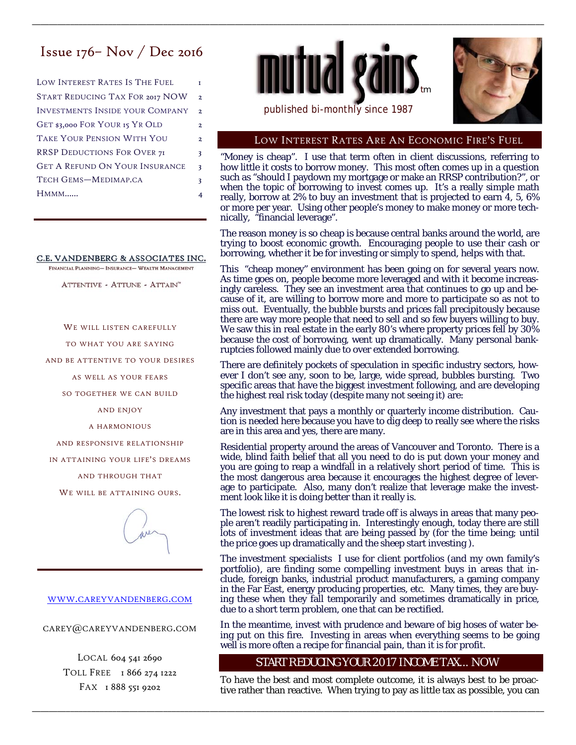# Issue 176– Nov / Dec 2016

| | |
|---|---|
| Low Interest Rates Is The Fuel | 1 |
| Start Reducing Tax For 2017 NOW | 2 |
| Investments Inside your Company | 2 |
| Get $3,000 For Your 15 Yr Old | 2 |
| Take Your Pension With You | 2 |
| RRSP Deductions For Over 71 | 3 |
| Get A Refund On Your Insurance | 3 |
| Tech Gems—Medimap.ca | 3 |
| Hmmm...... | 4 |

**C.E. VANDENBERG & ASSOCIATES INC.**

FINANCIAL PLANNING— INSURANCE— WEALTH MANAGEMENT

ATTENTIVE - ATTUNE - ATTAIN™

WE WILL LISTEN CAREFULLY
TO WHAT YOU ARE SAYING
AND BE ATTENTIVE TO YOUR DESIRES
AS WELL AS YOUR FEARS
SO TOGETHER WE CAN BUILD
AND ENJOY
A HARMONIOUS
AND RESPONSIVE RELATIONSHIP
IN ATTAINING YOUR LIFE'S DREAMS
AND THROUGH THAT
WE WILL BE ATTAINING OURS.

WWW.CAREYVANDENBERG.COM

CAREY@CAREYVANDENBERG.COM

LOCAL 604 541 2690
TOLL FREE 1 866 274 1222
FAX 1 888 551 9202

# mutual gains™

*published bi-monthly since 1987*

## Low Interest Rates Are An Economic Fire's Fuel

"Money is cheap". I use that term often in client discussions, referring to how little it costs to borrow money. This most often comes up in a question such as "should I paydown my mortgage or make an RRSP contribution?", or when the topic of borrowing to invest comes up. It's a really simple math really, borrow at 2% to buy an investment that is projected to earn 4, 5, 6% or more per year. Using other people's money to make money or more technically, "financial leverage".

The reason money is so cheap is because central banks around the world, are trying to boost economic growth. Encouraging people to use their cash or borrowing, whether it be for investing or simply to spend, helps with that.

This "cheap money" environment has been going on for several years now. As time goes on, people become more leveraged and with it become increasingly careless. They see an investment area that continues to go up and because of it, are willing to borrow more and more to participate so as not to miss out. Eventually, the bubble bursts and prices fall precipitously because there are way more people that need to sell and so few buyers willing to buy. We saw this in real estate in the early 80's where property prices fell by 30% because the cost of borrowing, went up dramatically. Many personal bankruptcies followed mainly due to over extended borrowing.

There are definitely pockets of speculation in specific industry sectors, however I don't see any, soon to be, large, wide spread, bubbles bursting. Two specific areas that have the biggest investment following, and are developing the highest real risk today (despite many not seeing it) are:

Any investment that pays a monthly or quarterly income distribution. Caution is needed here because you have to dig deep to really see where the risks are in this area and yes, there are many.

Residential property around the areas of Vancouver and Toronto. There is a wide, blind faith belief that all you need to do is put down your money and you are going to reap a windfall in a relatively short period of time. This is the most dangerous area because it encourages the highest degree of leverage to participate. Also, many don't realize that leverage make the investment look like it is doing better than it really is.

The lowest risk to highest reward trade off is always in areas that many people aren't readily participating in. Interestingly enough, today there are still lots of investment ideas that are being passed by (for the time being; until the price goes up dramatically and the sheep start investing ).

The investment specialists I use for client portfolios (and my own family's portfolio), are finding some compelling investment buys in areas that include, foreign banks, industrial product manufacturers, a gaming company in the Far East, energy producing properties, etc. Many times, they are buying these when they fall temporarily and sometimes dramatically in price, due to a short term problem, one that can be rectified.

In the meantime, invest with prudence and beware of big hoses of water being put on this fire. Investing in areas when everything seems to be going well is more often a recipe for financial pain, than it is for profit.

## Start Reducing Your 2017 Income Tax... Now

To have the best and most complete outcome, it is always best to be proactive rather than reactive. When trying to pay as little tax as possible, you can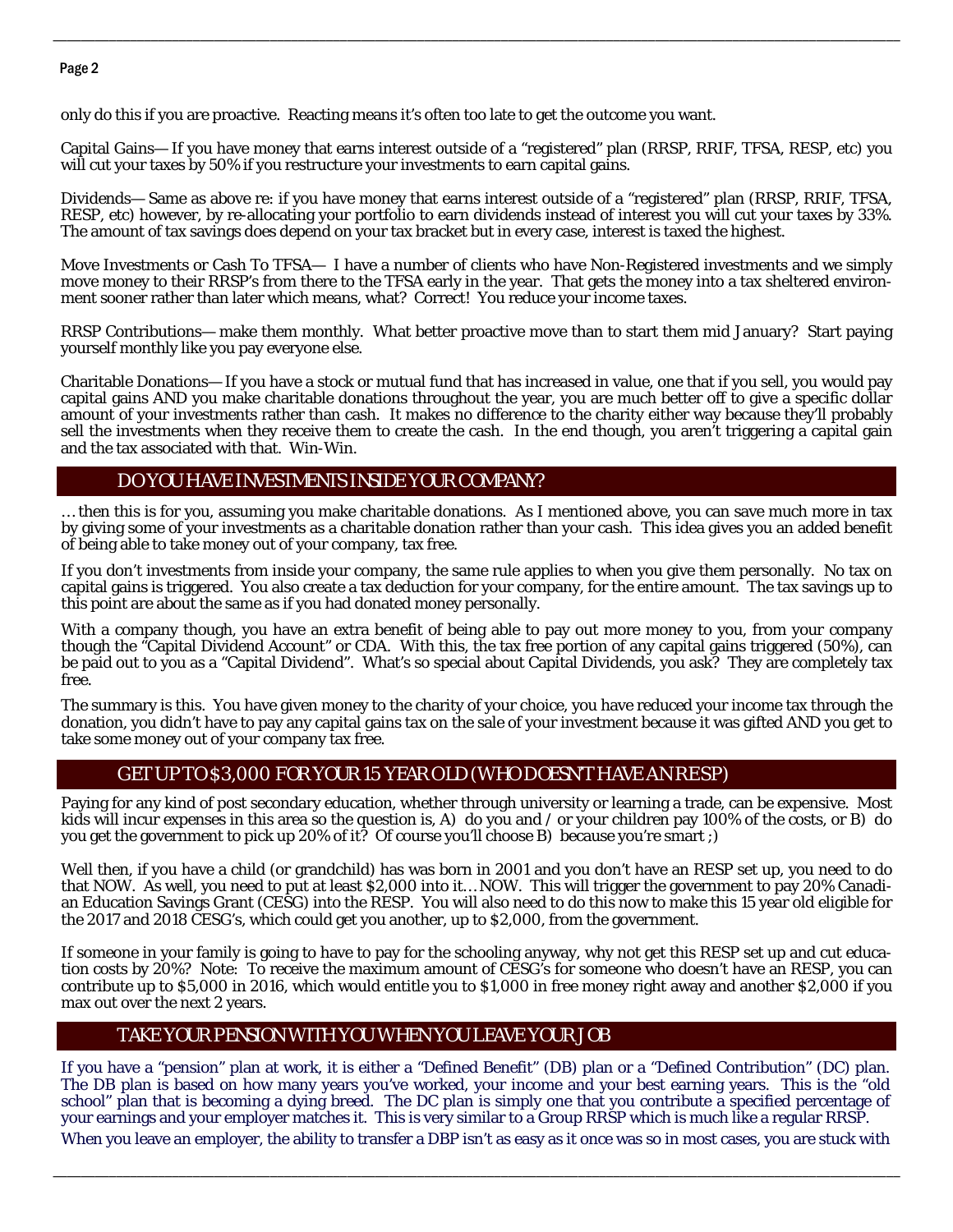only do this if you are proactive. Reacting means it's often too late to get the outcome you want.

Capital Gains— If you have money that earns interest outside of a "registered" plan (RRSP, RRIF, TFSA, RESP, etc) you will cut your taxes by 50% if you restructure your investments to earn capital gains.

Dividends— Same as above re: if you have money that earns interest outside of a "registered" plan (RRSP, RRIF, TFSA, RESP, etc) however, by re-allocating your portfolio to earn dividends instead of interest you will cut your taxes by 33%. The amount of tax savings does depend on your tax bracket but in every case, interest is taxed the highest.

Move Investments or Cash To TFSA— I have a number of clients who have Non-Registered investments and we simply move money to their RRSP's from there to the TFSA early in the year. That gets the money into a tax sheltered environment sooner rather than later which means, what? Correct! You reduce your income taxes.

RRSP Contributions— make them monthly. What better proactive move than to start them mid January? Start paying yourself monthly like you pay everyone else.

Charitable Donations— If you have a stock or mutual fund that has increased in value, one that if you sell, you would pay capital gains AND you make charitable donations throughout the year, you are much better off to give a specific dollar amount of your investments rather than cash. It makes no difference to the charity either way because they'll probably sell the investments when they receive them to create the cash. In the end though, you aren't triggering a capital gain and the tax associated with that. Win-Win.

## DO YOU HAVE INVESTMENTS INSIDE YOUR COMPANY?

…then this is for you, assuming you make charitable donations. As I mentioned above, you can save much more in tax by giving some of your investments as a charitable donation rather than your cash. This idea gives you an added benefit of being able to take money out of your company, tax free.

If you don't investments from inside your company, the same rule applies to when you give them personally. No tax on capital gains is triggered. You also create a tax deduction for your company, for the entire amount. The tax savings up to this point are about the same as if you had donated money personally.

With a company though, you have an extra benefit of being able to pay out more money to you, from your company though the "Capital Dividend Account" or CDA. With this, the tax free portion of any capital gains triggered (50%), can be paid out to you as a "Capital Dividend". What's so special about Capital Dividends, you ask? They are completely tax free.

The summary is this. You have given money to the charity of your choice, you have reduced your income tax through the donation, you didn't have to pay any capital gains tax on the sale of your investment because it was gifted AND you get to take some money out of your company tax free.

## GET UP TO $3,000 FOR YOUR 15 YEAR OLD (WHO DOESN'T HAVE AN RESP)

Paying for any kind of post secondary education, whether through university or learning a trade, can be expensive. Most kids will incur expenses in this area so the question is, A) do you and / or your children pay 100% of the costs, or B) do you get the government to pick up 20% of it? Of course you'll choose B) because you're smart ;)

Well then, if you have a child (or grandchild) has was born in 2001 and you don't have an RESP set up, you need to do that NOW. As well, you need to put at least $2,000 into it…NOW. This will trigger the government to pay 20% Canadian Education Savings Grant (CESG) into the RESP. You will also need to do this now to make this 15 year old eligible for the 2017 and 2018 CESG's, which could get you another, up to $2,000, from the government.

If someone in your family is going to have to pay for the schooling anyway, why not get this RESP set up and cut education costs by 20%? Note: To receive the maximum amount of CESG's for someone who doesn't have an RESP, you can contribute up to $5,000 in 2016, which would entitle you to $1,000 in free money right away and another $2,000 if you max out over the next 2 years.

## TAKE YOUR PENSION WITH YOU WHEN YOU LEAVE YOUR JOB

If you have a "pension" plan at work, it is either a "Defined Benefit" (DB) plan or a "Defined Contribution" (DC) plan. The DB plan is based on how many years you've worked, your income and your best earning years. This is the "old school" plan that is becoming a dying breed. The DC plan is simply one that you contribute a specified percentage of your earnings and your employer matches it. This is very similar to a Group RRSP which is much like a regular RRSP.

When you leave an employer, the ability to transfer a DBP isn't as easy as it once was so in most cases, you are stuck with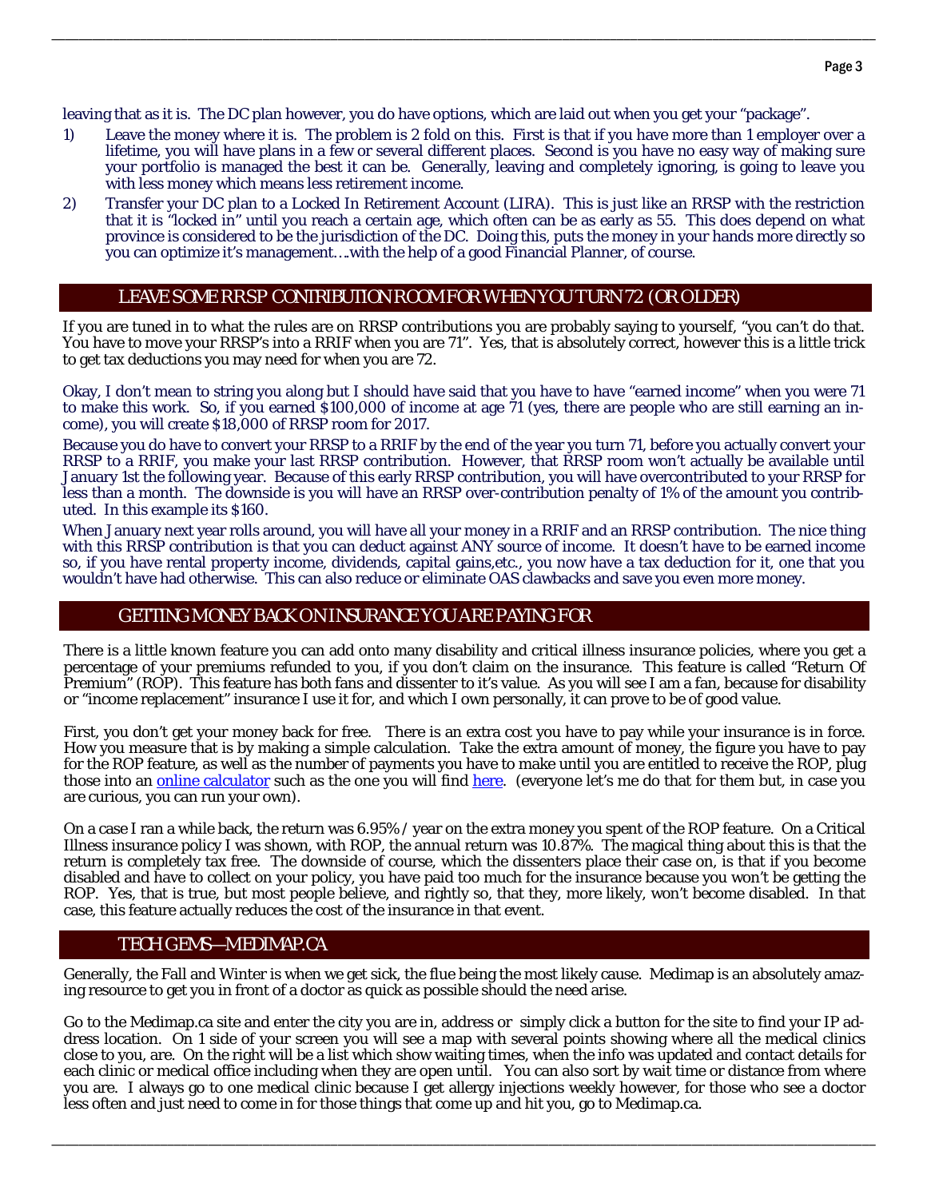leaving that as it is. The DC plan however, you do have options, which are laid out when you get your "package".

1) Leave the money where it is. The problem is 2 fold on this. First is that if you have more than 1 employer over a lifetime, you will have plans in a few or several different places. Second is you have no easy way of making sure your portfolio is managed the best it can be. Generally, leaving and completely ignoring, is going to leave you with less money which means less retirement income.
2) Transfer your DC plan to a Locked In Retirement Account (LIRA). This is just like an RRSP with the restriction that it is "locked in" until you reach a certain age, which often can be as early as 55. This does depend on what province is considered to be the jurisdiction of the DC. Doing this, puts the money in your hands more directly so you can optimize it's management….with the help of a good Financial Planner, of course.

## LEAVE SOME RRSP CONTRIBUTION ROOM FOR WHEN YOU TURN 72 (OR OLDER)

If you are tuned in to what the rules are on RRSP contributions you are probably saying to yourself, "you can't do that. You have to move your RRSP's into a RRIF when you are 71". Yes, that is absolutely correct, however this is a little trick to get tax deductions you may need for when you are 72.

Okay, I don't mean to string you along but I should have said that you have to have "earned income" when you were 71 to make this work. So, if you earned $100,000 of income at age 71 (yes, there are people who are still earning an income), you will create $18,000 of RRSP room for 2017.

Because you do have to convert your RRSP to a RRIF by the end of the year you turn 71, before you actually convert your RRSP to a RRIF, you make your last RRSP contribution. However, that RRSP room won't actually be available until January 1st the following year. Because of this early RRSP contribution, you will have overcontributed to your RRSP for less than a month. The downside is you will have an RRSP over-contribution penalty of 1% of the amount you contributed. In this example its $160.

When January next year rolls around, you will have all your money in a RRIF and an RRSP contribution. The nice thing with this RRSP contribution is that you can deduct against ANY source of income. It doesn't have to be earned income so, if you have rental property income, dividends, capital gains,etc., you now have a tax deduction for it, one that you wouldn't have had otherwise. This can also reduce or eliminate OAS clawbacks and save you even more money.

## GETTING MONEY BACK ON INSURANCE YOU ARE PAYING FOR

There is a little known feature you can add onto many disability and critical illness insurance policies, where you get a percentage of your premiums refunded to you, if you don't claim on the insurance. This feature is called "Return Of Premium" (ROP). This feature has both fans and dissenter to it's value. As you will see I am a fan, because for disability or "income replacement" insurance I use it for, and which I own personally, it can prove to be of good value.

First, you don't get your money back for free. There is an extra cost you have to pay while your insurance is in force. How you measure that is by making a simple calculation. Take the extra amount of money, the figure you have to pay for the ROP feature, as well as the number of payments you have to make until you are entitled to receive the ROP, plug those into an online calculator such as the one you will find here. (everyone let's me do that for them but, in case you are curious, you can run your own).

On a case I ran a while back, the return was 6.95% / year on the extra money you spent of the ROP feature. On a Critical Illness insurance policy I was shown, with ROP, the annual return was 10.87%. The magical thing about this is that the return is completely tax free. The downside of course, which the dissenters place their case on, is that if you become disabled and have to collect on your policy, you have paid too much for the insurance because you won't be getting the ROP. Yes, that is true, but most people believe, and rightly so, that they, more likely, won't become disabled. In that case, this feature actually reduces the cost of the insurance in that event.

## TECH GEMS—MEDIMAP.CA

Generally, the Fall and Winter is when we get sick, the flue being the most likely cause. Medimap is an absolutely amazing resource to get you in front of a doctor as quick as possible should the need arise.

Go to the Medimap.ca site and enter the city you are in, address or simply click a button for the site to find your IP address location. On 1 side of your screen you will see a map with several points showing where all the medical clinics close to you, are. On the right will be a list which show waiting times, when the info was updated and contact details for each clinic or medical office including when they are open until. You can also sort by wait time or distance from where you are. I always go to one medical clinic because I get allergy injections weekly however, for those who see a doctor less often and just need to come in for those things that come up and hit you, go to Medimap.ca.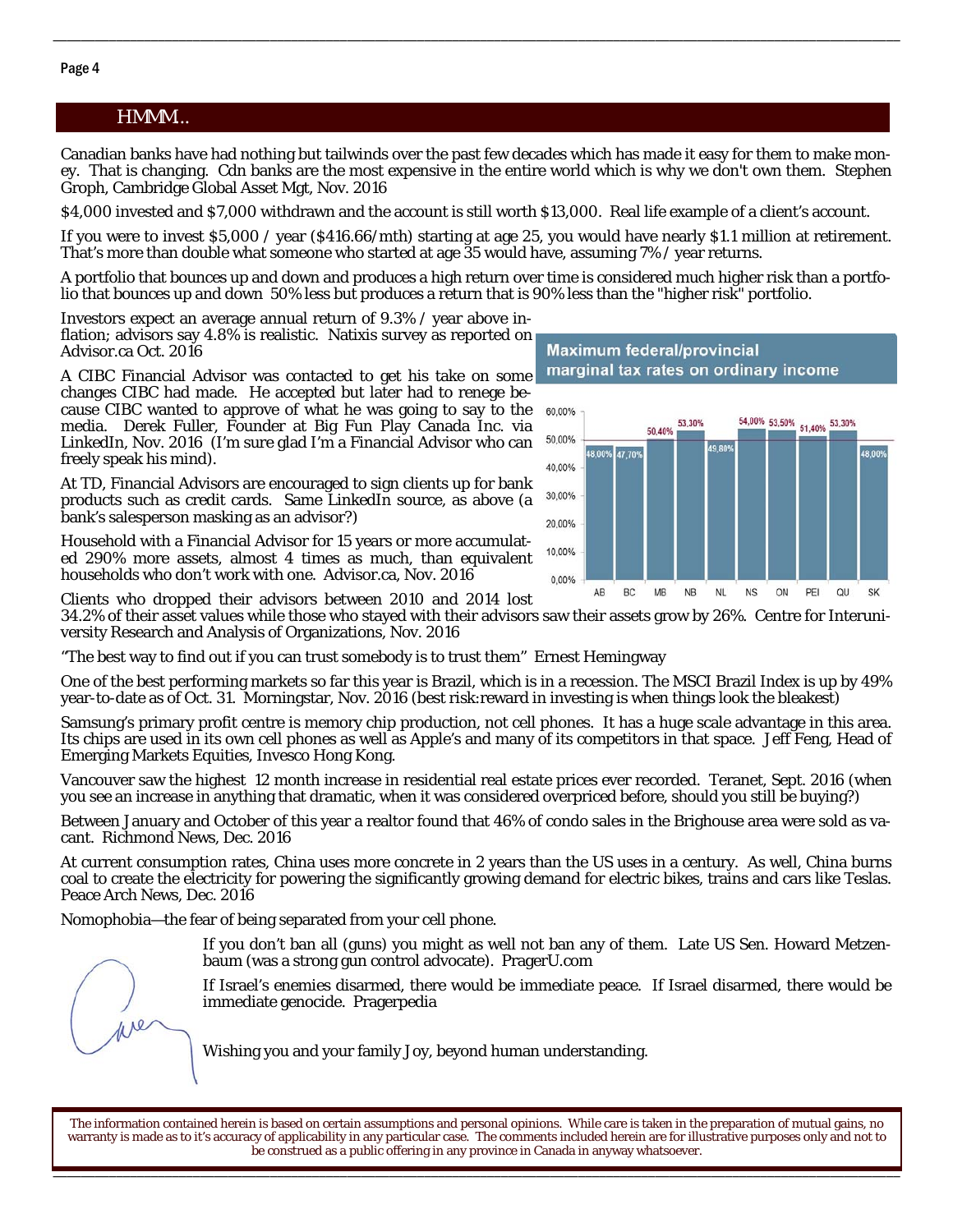## HMMM..

Canadian banks have had nothing but tailwinds over the past few decades which has made it easy for them to make money. That is changing. Cdn banks are the most expensive in the entire world which is why we don't own them. Stephen Groph, Cambridge Global Asset Mgt, Nov. 2016

$4,000 invested and $7,000 withdrawn and the account is still worth $13,000. Real life example of a client's account.

If you were to invest $5,000 / year ($416.66/mth) starting at age 25, you would have nearly $1.1 million at retirement. That's more than double what someone who started at age 35 would have, assuming 7% / year returns.

A portfolio that bounces up and down and produces a high return over time is considered much higher risk than a portfolio that bounces up and down 50% less but produces a return that is 90% less than the "higher risk" portfolio.

Investors expect an average annual return of 9.3% / year above inflation; advisors say 4.8% is realistic. Natixis survey as reported on Advisor.ca Oct. 2016

A CIBC Financial Advisor was contacted to get his take on some changes CIBC had made. He accepted but later had to renege because CIBC wanted to approve of what he was going to say to the media. Derek Fuller, Founder at Big Fun Play Canada Inc. via LinkedIn, Nov. 2016 (I'm sure glad I'm a Financial Advisor who can freely speak his mind).

At TD, Financial Advisors are encouraged to sign clients up for bank products such as credit cards. Same LinkedIn source, as above (a bank's salesperson masking as an advisor?)

Household with a Financial Advisor for 15 years or more accumulated 290% more assets, almost 4 times as much, than equivalent households who don't work with one. Advisor.ca, Nov. 2016

**Maximum federal/provincial marginal tax rates on ordinary income**

60,00%
50,00%
40,00%
30,00%
20,00%
10,00%
0,00%

48,00% 47,70% 50,40% 53,30% 49,80% 54,00% 53,50% 51,40% 53,30% 48,00%

AB BC MB NB NL NS ON PEI QU SK

Clients who dropped their advisors between 2010 and 2014 lost 34.2% of their asset values while those who stayed with their advisors saw their assets grow by 26%. Centre for Interuniversity Research and Analysis of Organizations, Nov. 2016

"The best way to find out if you can trust somebody is to trust them" Ernest Hemingway

One of the best performing markets so far this year is Brazil, which is in a recession. The MSCI Brazil Index is up by 49% year-to-date as of Oct. 31. Morningstar, Nov. 2016 (best risk:reward in investing is when things look the bleakest)

Samsung's primary profit centre is memory chip production, not cell phones. It has a huge scale advantage in this area. Its chips are used in its own cell phones as well as Apple's and many of its competitors in that space. Jeff Feng, Head of Emerging Markets Equities, Invesco Hong Kong.

Vancouver saw the highest 12 month increase in residential real estate prices ever recorded. Teranet, Sept. 2016 (when you see an increase in anything that dramatic, when it was considered overpriced before, should you still be buying?)

Between January and October of this year a realtor found that 46% of condo sales in the Brighouse area were sold as vacant. Richmond News, Dec. 2016

At current consumption rates, China uses more concrete in 2 years than the US uses in a century. As well, China burns coal to create the electricity for powering the significantly growing demand for electric bikes, trains and cars like Teslas. Peace Arch News, Dec. 2016

Nomophobia—the fear of being separated from your cell phone.

If you don't ban all (guns) you might as well not ban any of them. Late US Sen. Howard Metzenbaum (was a strong gun control advocate). PragerU.com

If Israel's enemies disarmed, there would be immediate peace. If Israel disarmed, there would be immediate genocide. Pragerpedia

Wishing you and your family Joy, beyond human understanding.

The information contained herein is based on certain assumptions and personal opinions. While care is taken in the preparation of mutual gains, no warranty is made as to it's accuracy of applicability in any particular case. The comments included herein are for illustrative purposes only and not to be construed as a public offering in any province in Canada in anyway whatsoever.